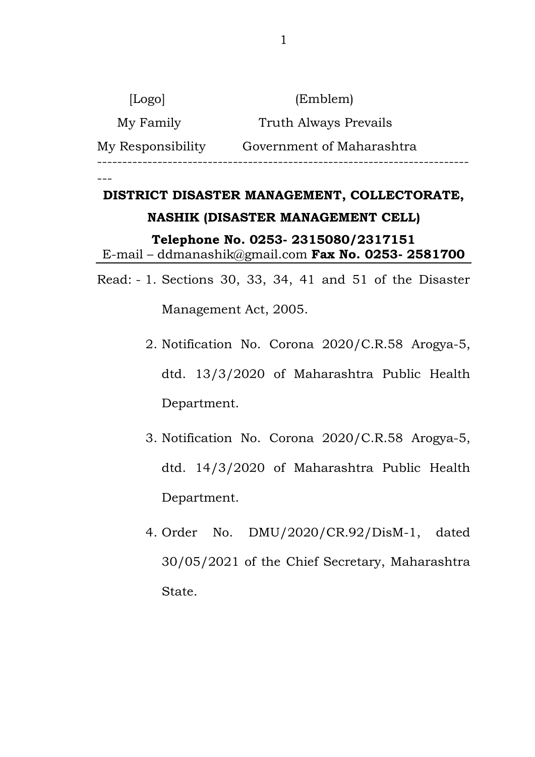[Logo] (Emblem)

My Family — Truth Always Prevails

My Responsibility — Government of Maharashtra

---

**DISTRICT DISASTER MANAGEMENT, COLLECTORATE, NASHIK (DISASTER MANAGEMENT CELL)**

**Telephone No. 0253- 2315080/2317151**

E-mail – ddmanashik@gmail.com **Fax No. 0253- 2581700**

---

Read: -

1. Sections 30, 33, 34, 41 and 51 of the Disaster Management Act, 2005.
2. Notification No. Corona 2020/C.R.58 Arogya-5, dtd. 13/3/2020 of Maharashtra Public Health Department.
3. Notification No. Corona 2020/C.R.58 Arogya-5, dtd. 14/3/2020 of Maharashtra Public Health Department.
4. Order No. DMU/2020/CR.92/DisM-1, dated 30/05/2021 of the Chief Secretary, Maharashtra State.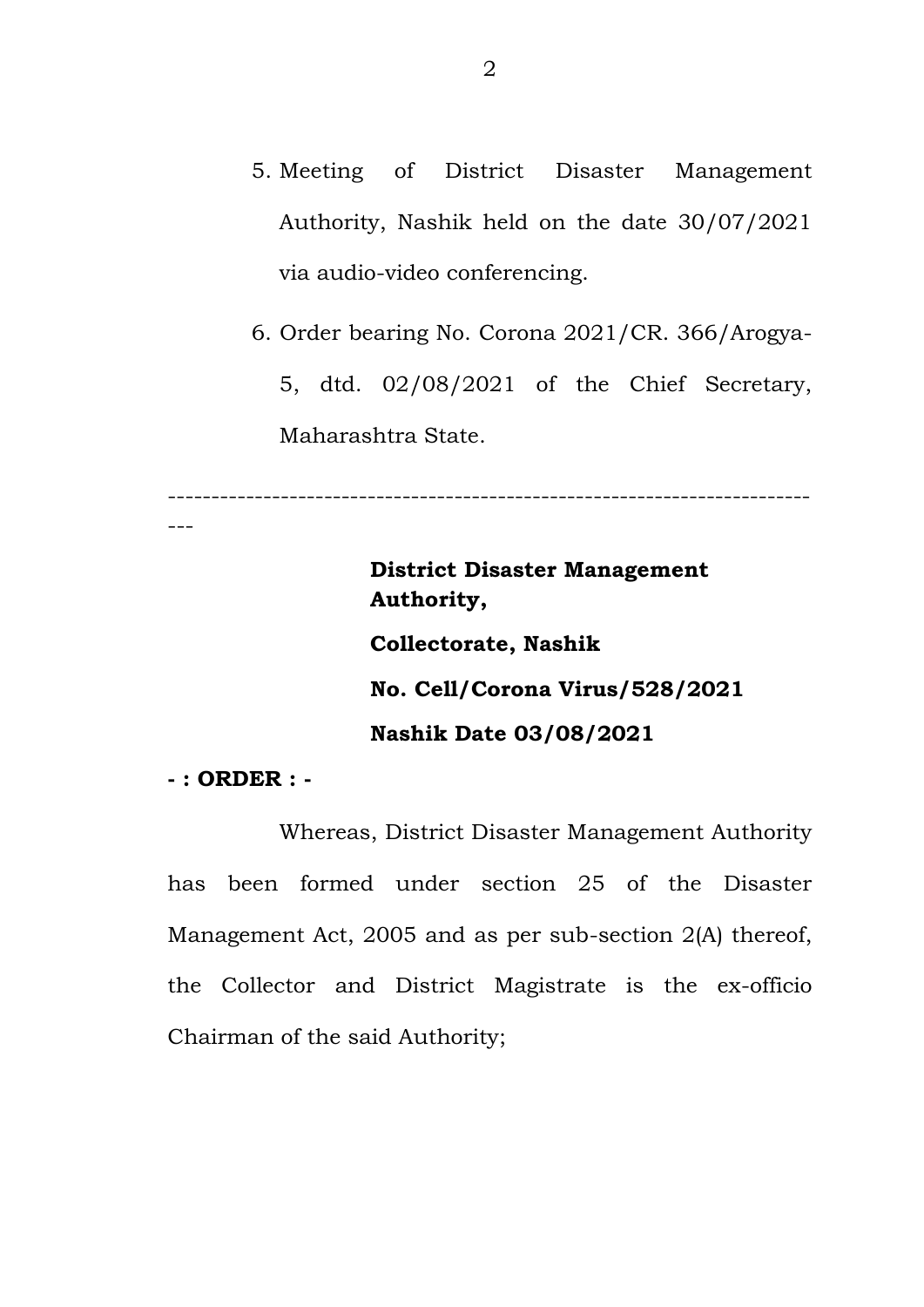5. Meeting of District Disaster Management Authority, Nashik held on the date 30/07/2021 via audio-video conferencing.
6. Order bearing No. Corona 2021/CR. 366/Arogya-5, dtd. 02/08/2021 of the Chief Secretary, Maharashtra State.

---

**District Disaster Management Authority,**

**Collectorate, Nashik**

**No. Cell/Corona Virus/528/2021**

**Nashik Date 03/08/2021**

**- : ORDER : -**

Whereas, District Disaster Management Authority has been formed under section 25 of the Disaster Management Act, 2005 and as per sub-section 2(A) thereof, the Collector and District Magistrate is the ex-officio Chairman of the said Authority;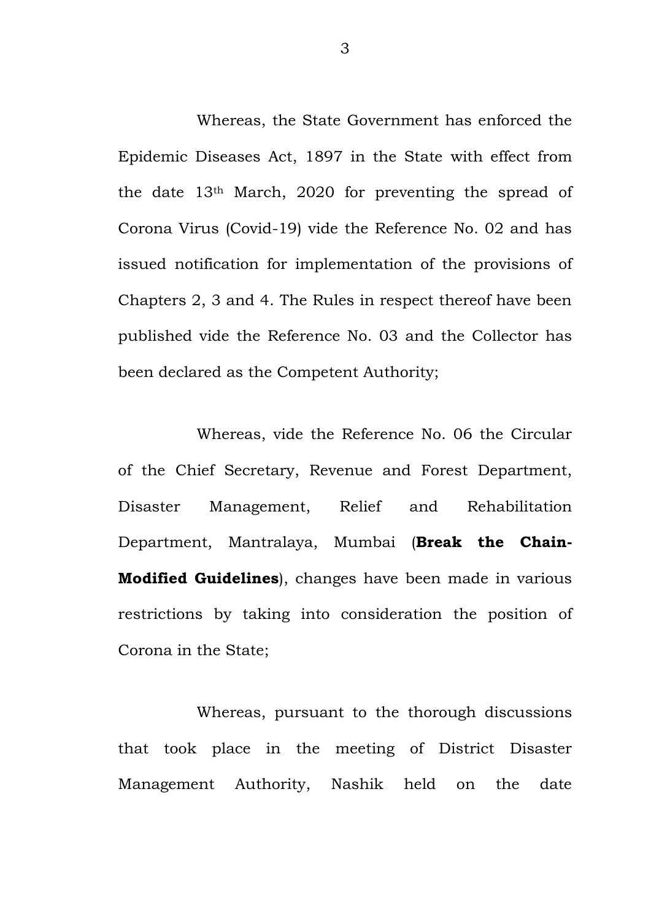Whereas, the State Government has enforced the Epidemic Diseases Act, 1897 in the State with effect from the date 13th March, 2020 for preventing the spread of Corona Virus (Covid-19) vide the Reference No. 02 and has issued notification for implementation of the provisions of Chapters 2, 3 and 4. The Rules in respect thereof have been published vide the Reference No. 03 and the Collector has been declared as the Competent Authority;

Whereas, vide the Reference No. 06 the Circular of the Chief Secretary, Revenue and Forest Department, Disaster Management, Relief and Rehabilitation Department, Mantralaya, Mumbai (**Break the Chain-Modified Guidelines**), changes have been made in various restrictions by taking into consideration the position of Corona in the State;

Whereas, pursuant to the thorough discussions that took place in the meeting of District Disaster Management Authority, Nashik held on the date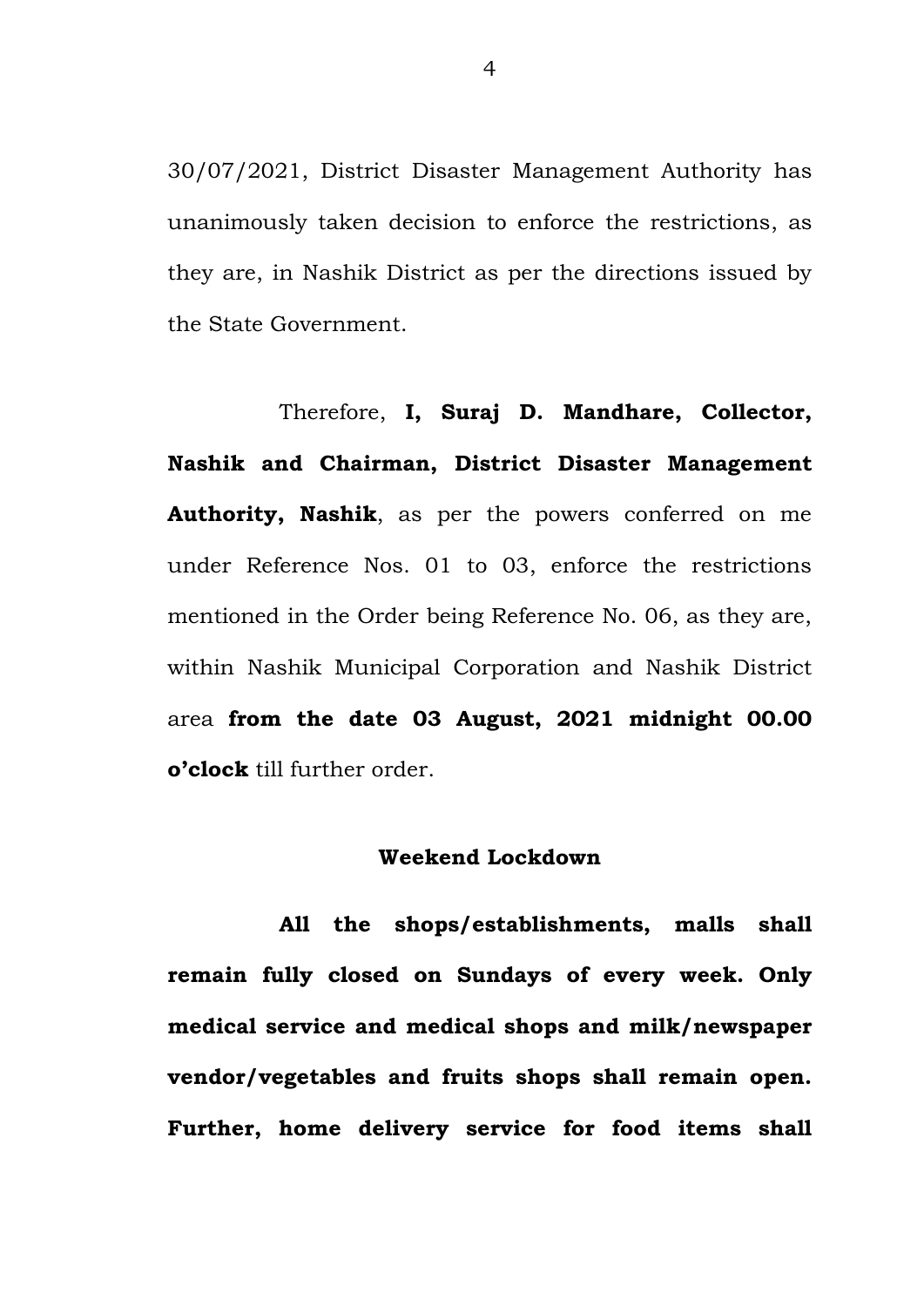30/07/2021, District Disaster Management Authority has unanimously taken decision to enforce the restrictions, as they are, in Nashik District as per the directions issued by the State Government.

Therefore, **I, Suraj D. Mandhare, Collector, Nashik and Chairman, District Disaster Management Authority, Nashik**, as per the powers conferred on me under Reference Nos. 01 to 03, enforce the restrictions mentioned in the Order being Reference No. 06, as they are, within Nashik Municipal Corporation and Nashik District area **from the date 03 August, 2021 midnight 00.00 o'clock** till further order.

**Weekend Lockdown**

**All the shops/establishments, malls shall remain fully closed on Sundays of every week. Only medical service and medical shops and milk/newspaper vendor/vegetables and fruits shops shall remain open. Further, home delivery service for food items shall**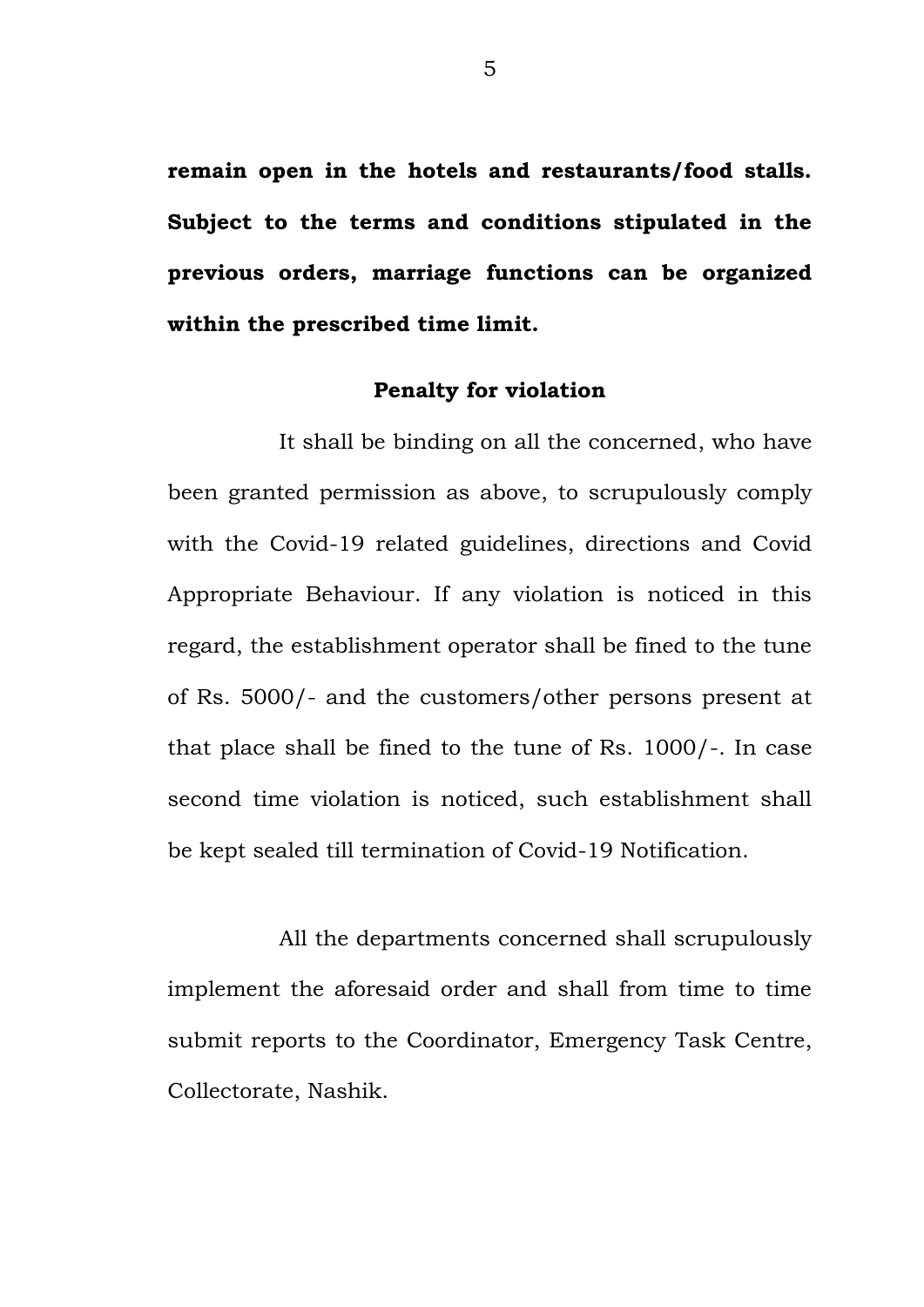**remain open in the hotels and restaurants/food stalls. Subject to the terms and conditions stipulated in the previous orders, marriage functions can be organized within the prescribed time limit.**

**Penalty for violation**

It shall be binding on all the concerned, who have been granted permission as above, to scrupulously comply with the Covid-19 related guidelines, directions and Covid Appropriate Behaviour. If any violation is noticed in this regard, the establishment operator shall be fined to the tune of Rs. 5000/- and the customers/other persons present at that place shall be fined to the tune of Rs. 1000/-. In case second time violation is noticed, such establishment shall be kept sealed till termination of Covid-19 Notification.

All the departments concerned shall scrupulously implement the aforesaid order and shall from time to time submit reports to the Coordinator, Emergency Task Centre, Collectorate, Nashik.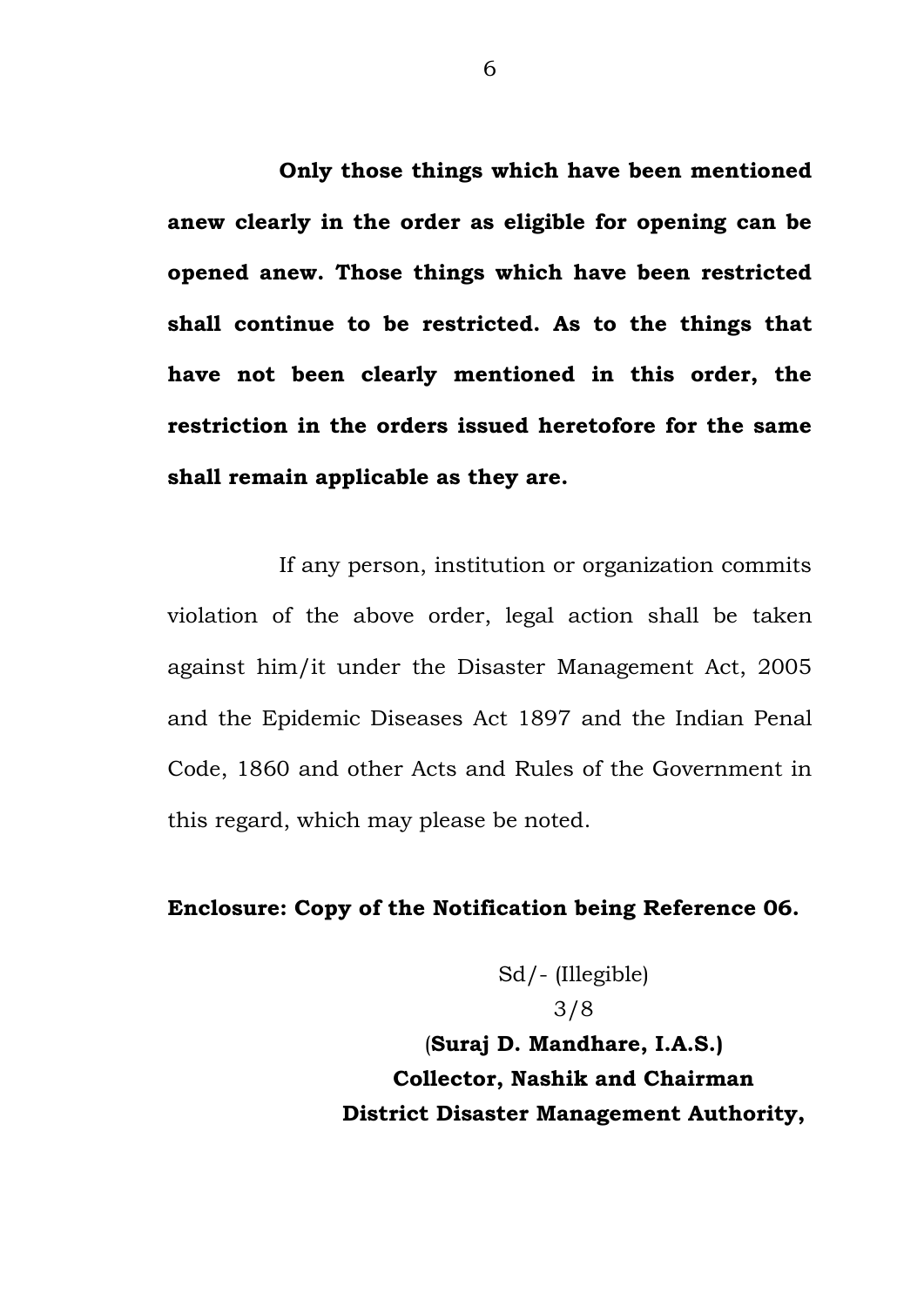**Only those things which have been mentioned anew clearly in the order as eligible for opening can be opened anew. Those things which have been restricted shall continue to be restricted. As to the things that have not been clearly mentioned in this order, the restriction in the orders issued heretofore for the same shall remain applicable as they are.**

If any person, institution or organization commits violation of the above order, legal action shall be taken against him/it under the Disaster Management Act, 2005 and the Epidemic Diseases Act 1897 and the Indian Penal Code, 1860 and other Acts and Rules of the Government in this regard, which may please be noted.

**Enclosure: Copy of the Notification being Reference 06.**

Sd/- (Illegible)
3/8
(**Suraj D. Mandhare, I.A.S.)**
**Collector, Nashik and Chairman**
**District Disaster Management Authority,**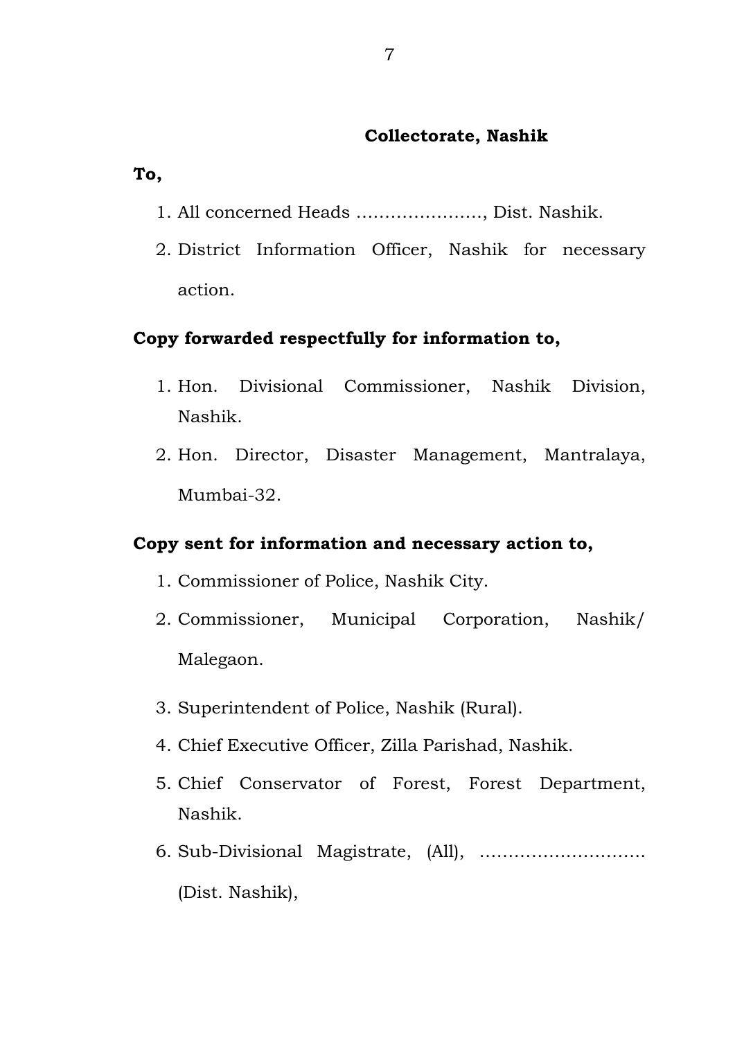**Collectorate, Nashik**

**To,**

1. All concerned Heads …………………., Dist. Nashik.
2. District Information Officer, Nashik for necessary action.

**Copy forwarded respectfully for information to,**

1. Hon. Divisional Commissioner, Nashik Division, Nashik.
2. Hon. Director, Disaster Management, Mantralaya, Mumbai-32.

**Copy sent for information and necessary action to,**

1. Commissioner of Police, Nashik City.
2. Commissioner, Municipal Corporation, Nashik/ Malegaon.
3. Superintendent of Police, Nashik (Rural).
4. Chief Executive Officer, Zilla Parishad, Nashik.
5. Chief Conservator of Forest, Forest Department, Nashik.
6. Sub-Divisional Magistrate, (All), ……………………….. (Dist. Nashik),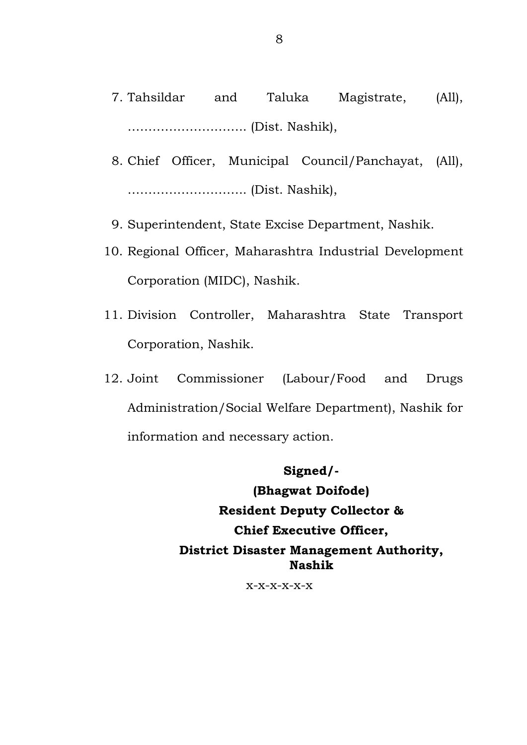7. Tahsildar and Taluka Magistrate, (All), ………………………. (Dist. Nashik),
8. Chief Officer, Municipal Council/Panchayat, (All), ………………………. (Dist. Nashik),
9. Superintendent, State Excise Department, Nashik.
10. Regional Officer, Maharashtra Industrial Development Corporation (MIDC), Nashik.
11. Division Controller, Maharashtra State Transport Corporation, Nashik.
12. Joint Commissioner (Labour/Food and Drugs Administration/Social Welfare Department), Nashik for information and necessary action.

**Signed/-**
**(Bhagwat Doifode)**
**Resident Deputy Collector &**
**Chief Executive Officer,**
**District Disaster Management Authority, Nashik**

x-x-x-x-x-x